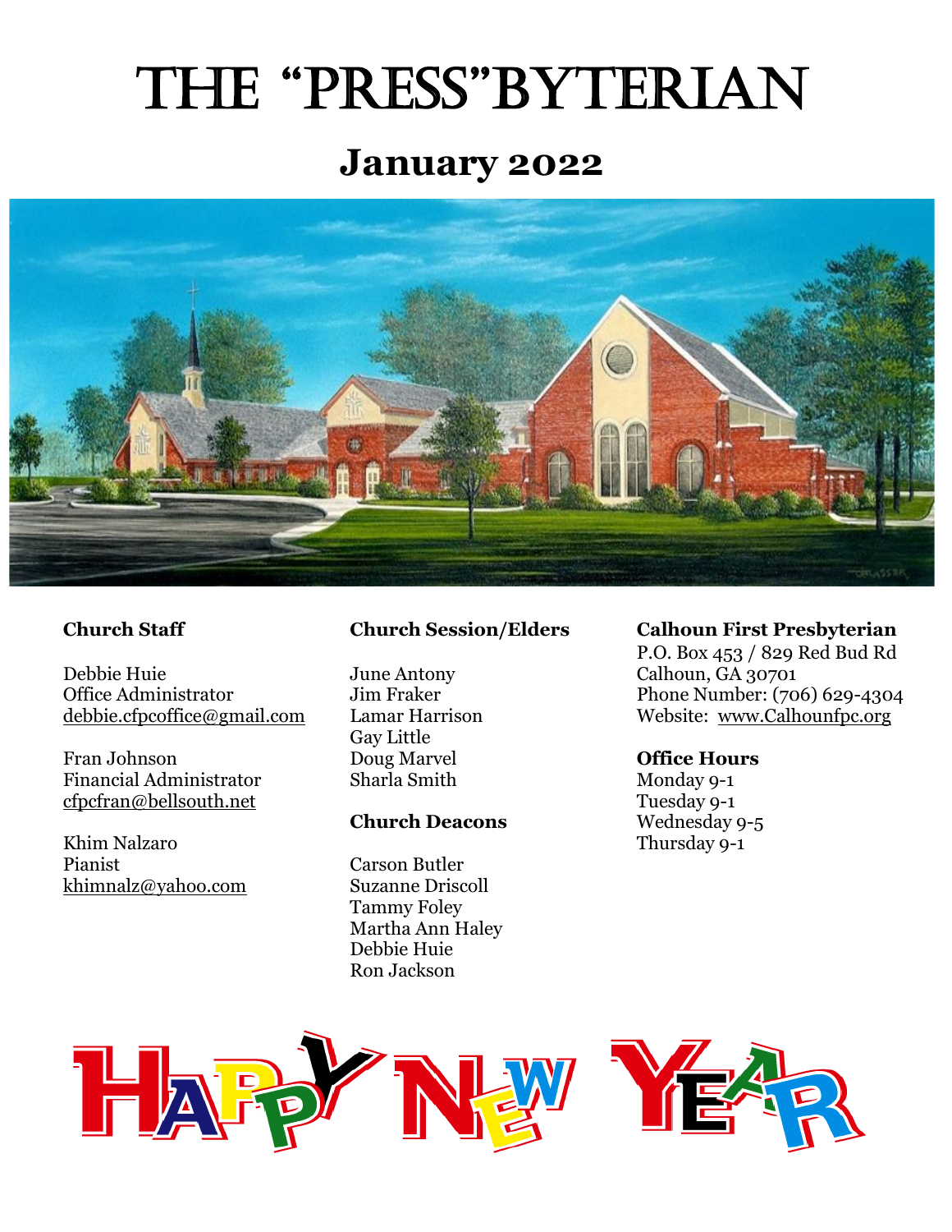# THE "PRESS"BYTERIAN

## January 2022

**Church Staff**

Debbie Huie
Office Administrator
debbie.cfpcoffice@gmail.com

Fran Johnson
Financial Administrator
cfpcfran@bellsouth.net

Khim Nalzaro
Pianist
khimnalz@yahoo.com

**Church Session/Elders**

June Antony
Jim Fraker
Lamar Harrison
Gay Little
Doug Marvel
Sharla Smith

**Church Deacons**

Carson Butler
Suzanne Driscoll
Tammy Foley
Martha Ann Haley
Debbie Huie
Ron Jackson

**Calhoun First Presbyterian**
P.O. Box 453 / 829 Red Bud Rd
Calhoun, GA 30701
Phone Number: (706) 629-4304
Website: www.Calhounfpc.org

**Office Hours**
Monday 9-1
Tuesday 9-1
Wednesday 9-5
Thursday 9-1

HAPPY NEW YEAR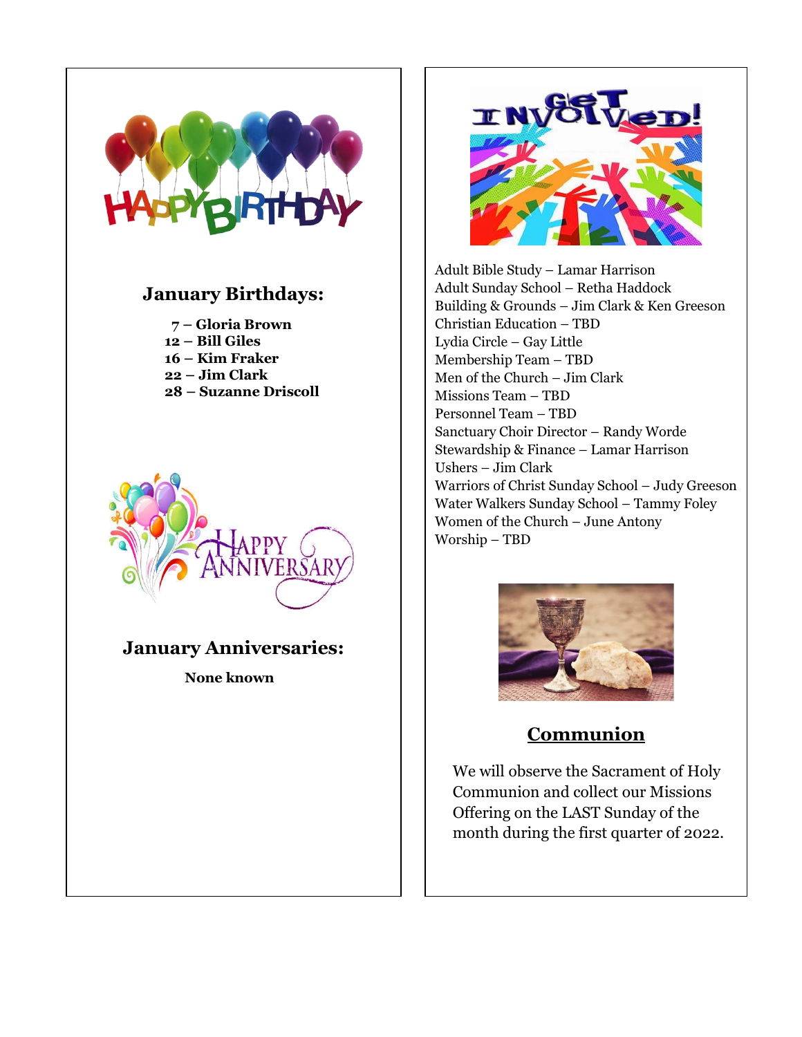## January Birthdays:

**7 – Gloria Brown**
**12 – Bill Giles**
**16 – Kim Fraker**
**22 – Jim Clark**
**28 – Suzanne Driscoll**

## January Anniversaries:

**None known**

Adult Bible Study – Lamar Harrison
Adult Sunday School – Retha Haddock
Building & Grounds – Jim Clark & Ken Greeson
Christian Education – TBD
Lydia Circle – Gay Little
Membership Team – TBD
Men of the Church – Jim Clark
Missions Team – TBD
Personnel Team – TBD
Sanctuary Choir Director – Randy Worde
Stewardship & Finance – Lamar Harrison
Ushers – Jim Clark
Warriors of Christ Sunday School – Judy Greeson
Water Walkers Sunday School – Tammy Foley
Women of the Church – June Antony
Worship – TBD

## Communion

We will observe the Sacrament of Holy Communion and collect our Missions Offering on the LAST Sunday of the month during the first quarter of 2022.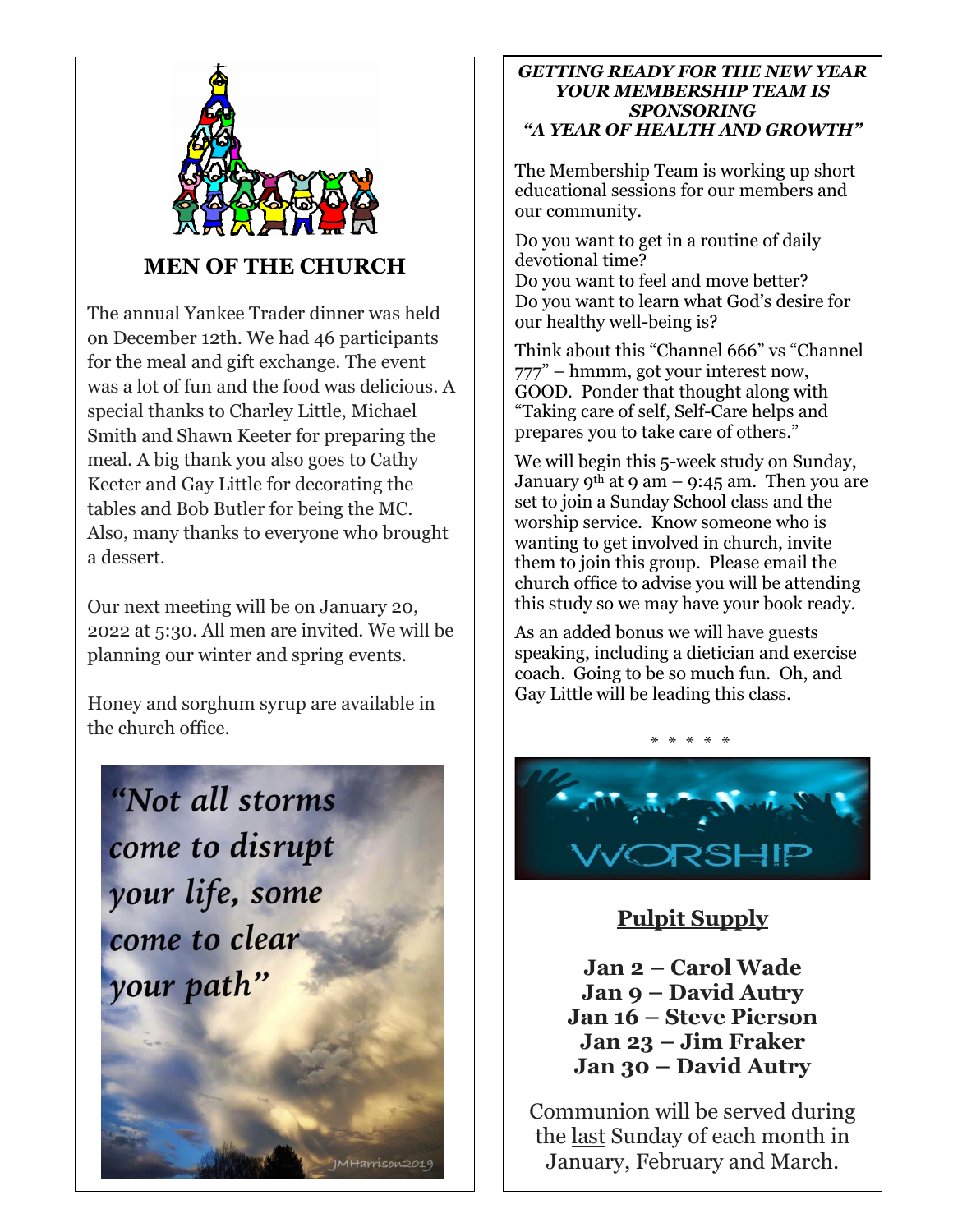## MEN OF THE CHURCH

The annual Yankee Trader dinner was held on December 12th. We had 46 participants for the meal and gift exchange. The event was a lot of fun and the food was delicious. A special thanks to Charley Little, Michael Smith and Shawn Keeter for preparing the meal. A big thank you also goes to Cathy Keeter and Gay Little for decorating the tables and Bob Butler for being the MC. Also, many thanks to everyone who brought a dessert.

Our next meeting will be on January 20, 2022 at 5:30. All men are invited. We will be planning our winter and spring events.

Honey and sorghum syrup are available in the church office.

"Not all storms come to disrupt your life, some come to clear your path"

***GETTING READY FOR THE NEW YEAR YOUR MEMBERSHIP TEAM IS SPONSORING "A YEAR OF HEALTH AND GROWTH"***

The Membership Team is working up short educational sessions for our members and our community.

Do you want to get in a routine of daily devotional time?
Do you want to feel and move better?
Do you want to learn what God's desire for our healthy well-being is?

Think about this "Channel 666" vs "Channel 777" – hmmm, got your interest now, GOOD. Ponder that thought along with "Taking care of self, Self-Care helps and prepares you to take care of others."

We will begin this 5-week study on Sunday, January 9th at 9 am – 9:45 am. Then you are set to join a Sunday School class and the worship service. Know someone who is wanting to get involved in church, invite them to join this group. Please email the church office to advise you will be attending this study so we may have your book ready.

As an added bonus we will have guests speaking, including a dietician and exercise coach. Going to be so much fun. Oh, and Gay Little will be leading this class.

\* \* \* \* \*

WORSHIP

## Pulpit Supply

**Jan 2 – Carol Wade**
**Jan 9 – David Autry**
**Jan 16 – Steve Pierson**
**Jan 23 – Jim Fraker**
**Jan 30 – David Autry**

Communion will be served during the last Sunday of each month in January, February and March.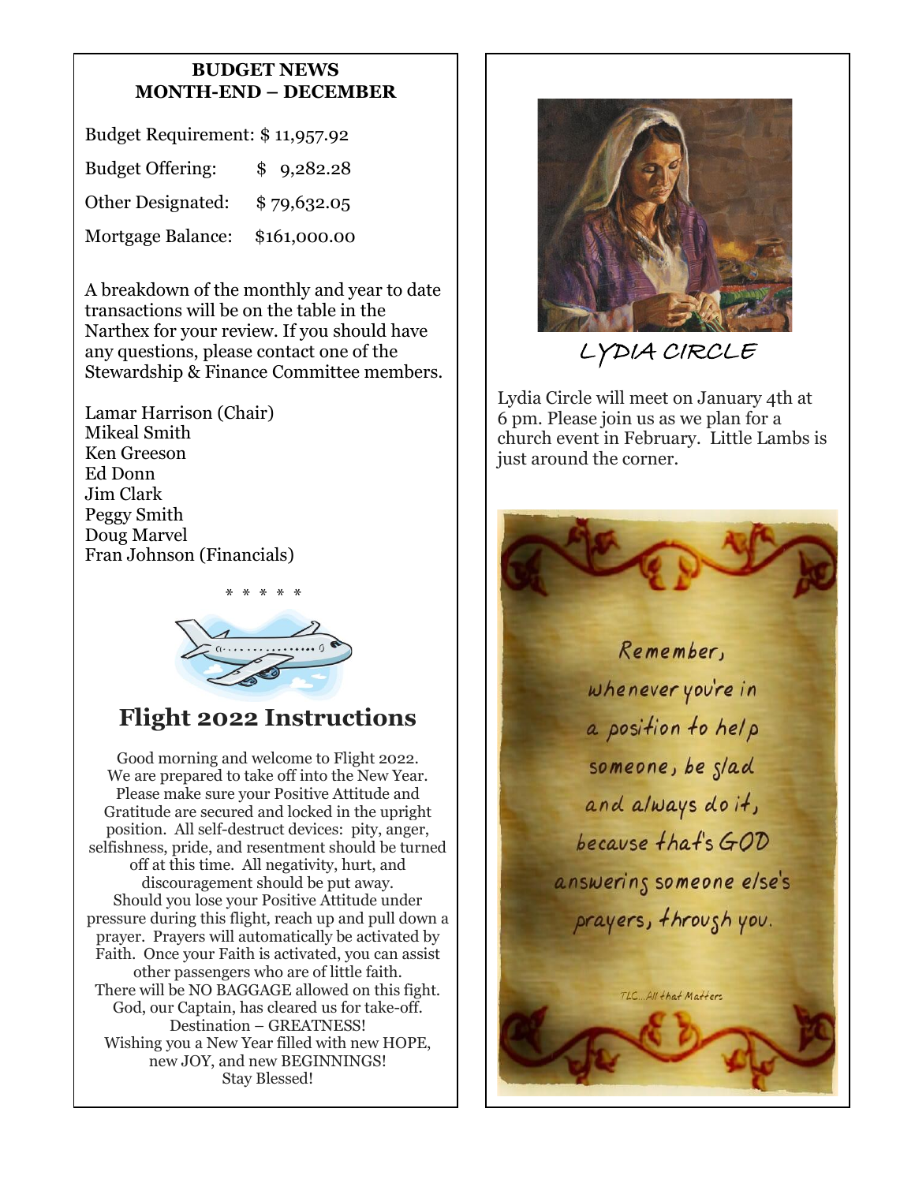## BUDGET NEWS
## MONTH-END – DECEMBER

| | |
|---|---|
| Budget Requirement: | $ 11,957.92 |
| Budget Offering: | $ 9,282.28 |
| Other Designated: | $ 79,632.05 |
| Mortgage Balance: | $161,000.00 |

A breakdown of the monthly and year to date transactions will be on the table in the Narthex for your review. If you should have any questions, please contact one of the Stewardship & Finance Committee members.

Lamar Harrison (Chair)
Mikeal Smith
Ken Greeson
Ed Donn
Jim Clark
Peggy Smith
Doug Marvel
Fran Johnson (Financials)

\* \* \* \* \*

## Flight 2022 Instructions

Good morning and welcome to Flight 2022. We are prepared to take off into the New Year. Please make sure your Positive Attitude and Gratitude are secured and locked in the upright position. All self-destruct devices: pity, anger, selfishness, pride, and resentment should be turned off at this time. All negativity, hurt, and discouragement should be put away. Should you lose your Positive Attitude under pressure during this flight, reach up and pull down a prayer. Prayers will automatically be activated by Faith. Once your Faith is activated, you can assist other passengers who are of little faith. There will be NO BAGGAGE allowed on this fight. God, our Captain, has cleared us for take-off. Destination – GREATNESS!
Wishing you a New Year filled with new HOPE, new JOY, and new BEGINNINGS!
Stay Blessed!

## LYDIA CIRCLE

Lydia Circle will meet on January 4th at 6 pm. Please join us as we plan for a church event in February. Little Lambs is just around the corner.

Remember, whenever you're in a position to help someone, be glad and always do it, because that's GOD answering someone else's prayers, through you.

TLC...All that Matters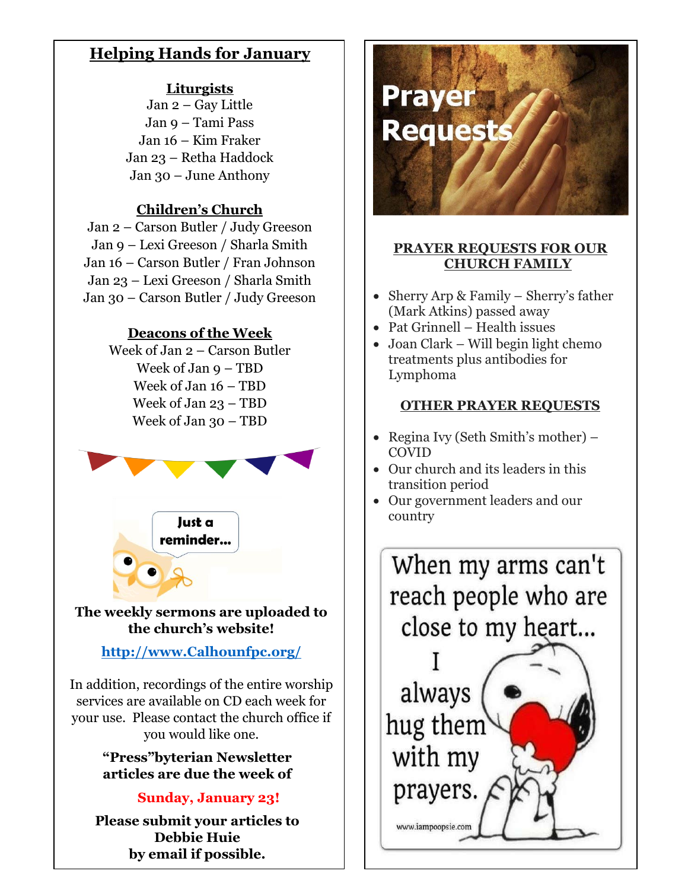## Helping Hands for January

### Liturgists

Jan 2 – Gay Little
Jan 9 – Tami Pass
Jan 16 – Kim Fraker
Jan 23 – Retha Haddock
Jan 30 – June Anthony

### Children's Church

Jan 2 – Carson Butler / Judy Greeson
Jan 9 – Lexi Greeson / Sharla Smith
Jan 16 – Carson Butler / Fran Johnson
Jan 23 – Lexi Greeson / Sharla Smith
Jan 30 – Carson Butler / Judy Greeson

### Deacons of the Week

Week of Jan 2 – Carson Butler
Week of Jan 9 – TBD
Week of Jan 16 – TBD
Week of Jan 23 – TBD
Week of Jan 30 – TBD

Just a reminder...

**The weekly sermons are uploaded to the church's website!**

**http://www.Calhounfpc.org/**

In addition, recordings of the entire worship services are available on CD each week for your use. Please contact the church office if you would like one.

**"Press"byterian Newsletter articles are due the week of**

**Sunday, January 23!**

**Please submit your articles to Debbie Huie by email if possible.**

## Prayer Requests

### PRAYER REQUESTS FOR OUR CHURCH FAMILY

- Sherry Arp & Family – Sherry's father (Mark Atkins) passed away
- Pat Grinnell – Health issues
- Joan Clark – Will begin light chemo treatments plus antibodies for Lymphoma

### OTHER PRAYER REQUESTS

- Regina Ivy (Seth Smith's mother) – COVID
- Our church and its leaders in this transition period
- Our government leaders and our country

When my arms can't reach people who are close to my heart... I always hug them with my prayers.

www.iampoopsie.com